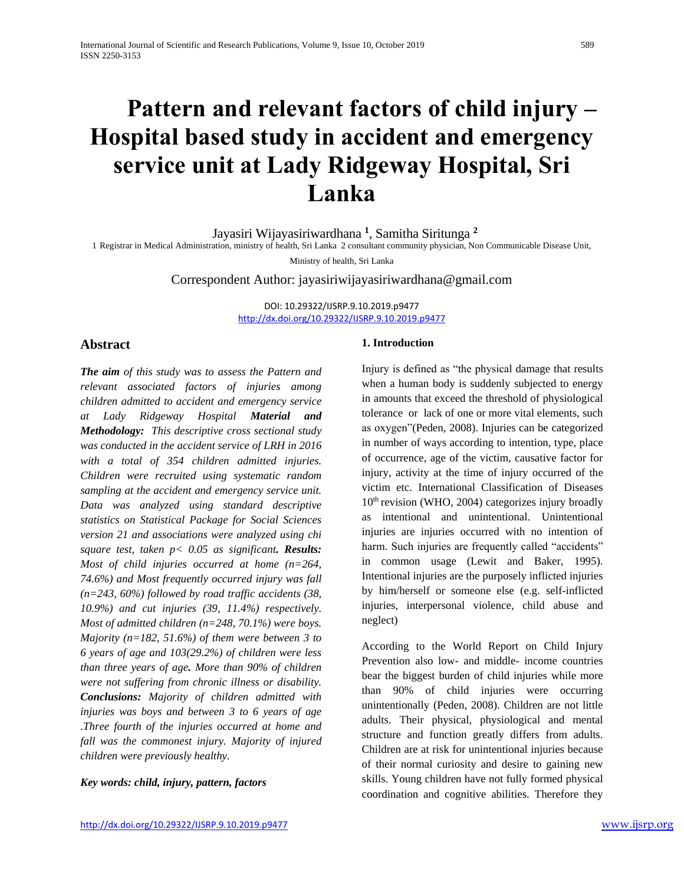# Pattern and relevant factors of child injury – Hospital based study in accident and emergency service unit at Lady Ridgeway Hospital, Sri Lanka

Jayasiri Wijayasiriwardhana [1], Samitha Siritunga [2]

1 Registrar in Medical Administration, ministry of health, Sri Lanka 2 consultant community physician, Non Communicable Disease Unit, Ministry of health, Sri Lanka

Correspondent Author: jayasiriwijayasiriwardhana@gmail.com

DOI: 10.29322/IJSRP.9.10.2019.p9477
http://dx.doi.org/10.29322/IJSRP.9.10.2019.p9477

## Abstract

***The aim*** *of this study was to assess the Pattern and relevant associated factors of injuries among children admitted to accident and emergency service at Lady Ridgeway Hospital* ***Material and Methodology:*** *This descriptive cross sectional study was conducted in the accident service of LRH in 2016 with a total of 354 children admitted injuries. Children were recruited using systematic random sampling at the accident and emergency service unit. Data was analyzed using standard descriptive statistics on Statistical Package for Social Sciences version 21 and associations were analyzed using chi square test, taken $p< 0.05$ as significant****. Results:*** *Most of child injuries occurred at home (n=264, 74.6%) and Most frequently occurred injury was fall (n=243, 60%) followed by road traffic accidents (38, 10.9%) and cut injuries (39, 11.4%) respectively. Most of admitted children (n=248, 70.1%) were boys. Majority (n=182, 51.6%) of them were between 3 to 6 years of age and 103(29.2%) of children were less than three years of age****.*** *More than 90% of children were not suffering from chronic illness or disability.* ***Conclusions:*** *Majority of children admitted with injuries was boys and between 3 to 6 years of age .Three fourth of the injuries occurred at home and fall was the commonest injury. Majority of injured children were previously healthy.*

***Key words: child, injury, pattern, factors***

## 1. Introduction

Injury is defined as "the physical damage that results when a human body is suddenly subjected to energy in amounts that exceed the threshold of physiological tolerance or lack of one or more vital elements, such as oxygen"(Peden, 2008). Injuries can be categorized in number of ways according to intention, type, place of occurrence, age of the victim, causative factor for injury, activity at the time of injury occurred of the victim etc. International Classification of Diseases 10th revision (WHO, 2004) categorizes injury broadly as intentional and unintentional. Unintentional injuries are injuries occurred with no intention of harm. Such injuries are frequently called "accidents" in common usage (Lewit and Baker, 1995). Intentional injuries are the purposely inflicted injuries by him/herself or someone else (e.g. self-inflicted injuries, interpersonal violence, child abuse and neglect)

According to the World Report on Child Injury Prevention also low- and middle- income countries bear the biggest burden of child injuries while more than 90% of child injuries were occurring unintentionally (Peden, 2008). Children are not little adults. Their physical, physiological and mental structure and function greatly differs from adults. Children are at risk for unintentional injuries because of their normal curiosity and desire to gaining new skills. Young children have not fully formed physical coordination and cognitive abilities. Therefore they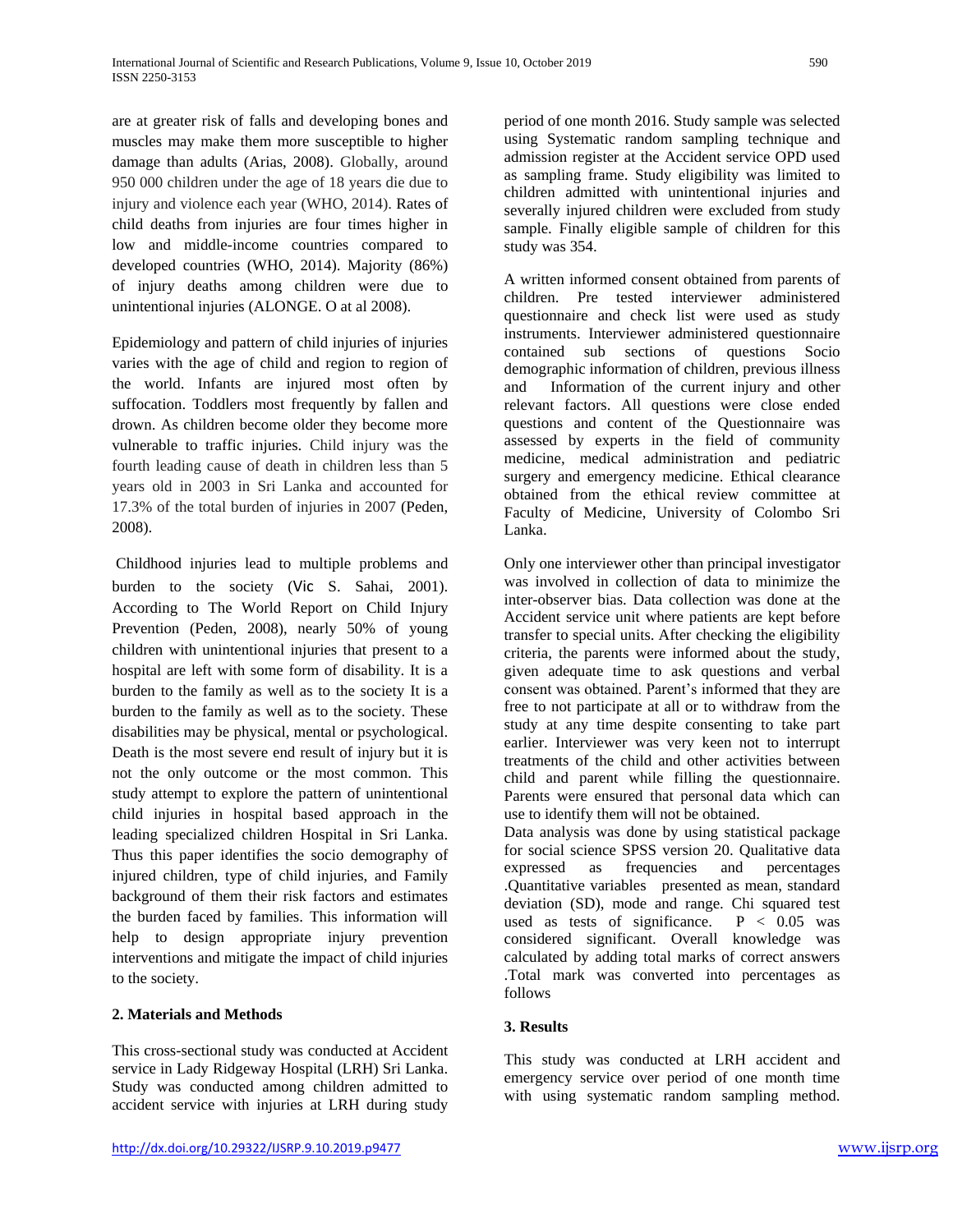are at greater risk of falls and developing bones and muscles may make them more susceptible to higher damage than adults (Arias, 2008). Globally, around 950 000 children under the age of 18 years die due to injury and violence each year (WHO, 2014). Rates of child deaths from injuries are four times higher in low and middle-income countries compared to developed countries (WHO, 2014). Majority (86%) of injury deaths among children were due to unintentional injuries (ALONGE. O at al 2008).

Epidemiology and pattern of child injuries of injuries varies with the age of child and region to region of the world. Infants are injured most often by suffocation. Toddlers most frequently by fallen and drown. As children become older they become more vulnerable to traffic injuries. Child injury was the fourth leading cause of death in children less than 5 years old in 2003 in Sri Lanka and accounted for 17.3% of the total burden of injuries in 2007 (Peden, 2008).

Childhood injuries lead to multiple problems and burden to the society (Vic S. Sahai, 2001). According to The World Report on Child Injury Prevention (Peden, 2008), nearly 50% of young children with unintentional injuries that present to a hospital are left with some form of disability. It is a burden to the family as well as to the society It is a burden to the family as well as to the society. These disabilities may be physical, mental or psychological. Death is the most severe end result of injury but it is not the only outcome or the most common. This study attempt to explore the pattern of unintentional child injuries in hospital based approach in the leading specialized children Hospital in Sri Lanka. Thus this paper identifies the socio demography of injured children, type of child injuries, and Family background of them their risk factors and estimates the burden faced by families. This information will help to design appropriate injury prevention interventions and mitigate the impact of child injuries to the society.

## 2. Materials and Methods

This cross-sectional study was conducted at Accident service in Lady Ridgeway Hospital (LRH) Sri Lanka. Study was conducted among children admitted to accident service with injuries at LRH during study period of one month 2016. Study sample was selected using Systematic random sampling technique and admission register at the Accident service OPD used as sampling frame. Study eligibility was limited to children admitted with unintentional injuries and severally injured children were excluded from study sample. Finally eligible sample of children for this study was 354.

A written informed consent obtained from parents of children. Pre tested interviewer administered questionnaire and check list were used as study instruments. Interviewer administered questionnaire contained sub sections of questions Socio demographic information of children, previous illness and Information of the current injury and other relevant factors. All questions were close ended questions and content of the Questionnaire was assessed by experts in the field of community medicine, medical administration and pediatric surgery and emergency medicine. Ethical clearance obtained from the ethical review committee at Faculty of Medicine, University of Colombo Sri Lanka.

Only one interviewer other than principal investigator was involved in collection of data to minimize the inter-observer bias. Data collection was done at the Accident service unit where patients are kept before transfer to special units. After checking the eligibility criteria, the parents were informed about the study, given adequate time to ask questions and verbal consent was obtained. Parent's informed that they are free to not participate at all or to withdraw from the study at any time despite consenting to take part earlier. Interviewer was very keen not to interrupt treatments of the child and other activities between child and parent while filling the questionnaire. Parents were ensured that personal data which can use to identify them will not be obtained.

Data analysis was done by using statistical package for social science SPSS version 20. Qualitative data expressed as frequencies and percentages .Quantitative variables presented as mean, standard deviation (SD), mode and range. Chi squared test used as tests of significance. $P < 0.05$ was considered significant. Overall knowledge was calculated by adding total marks of correct answers .Total mark was converted into percentages as follows

## 3. Results

This study was conducted at LRH accident and emergency service over period of one month time with using systematic random sampling method.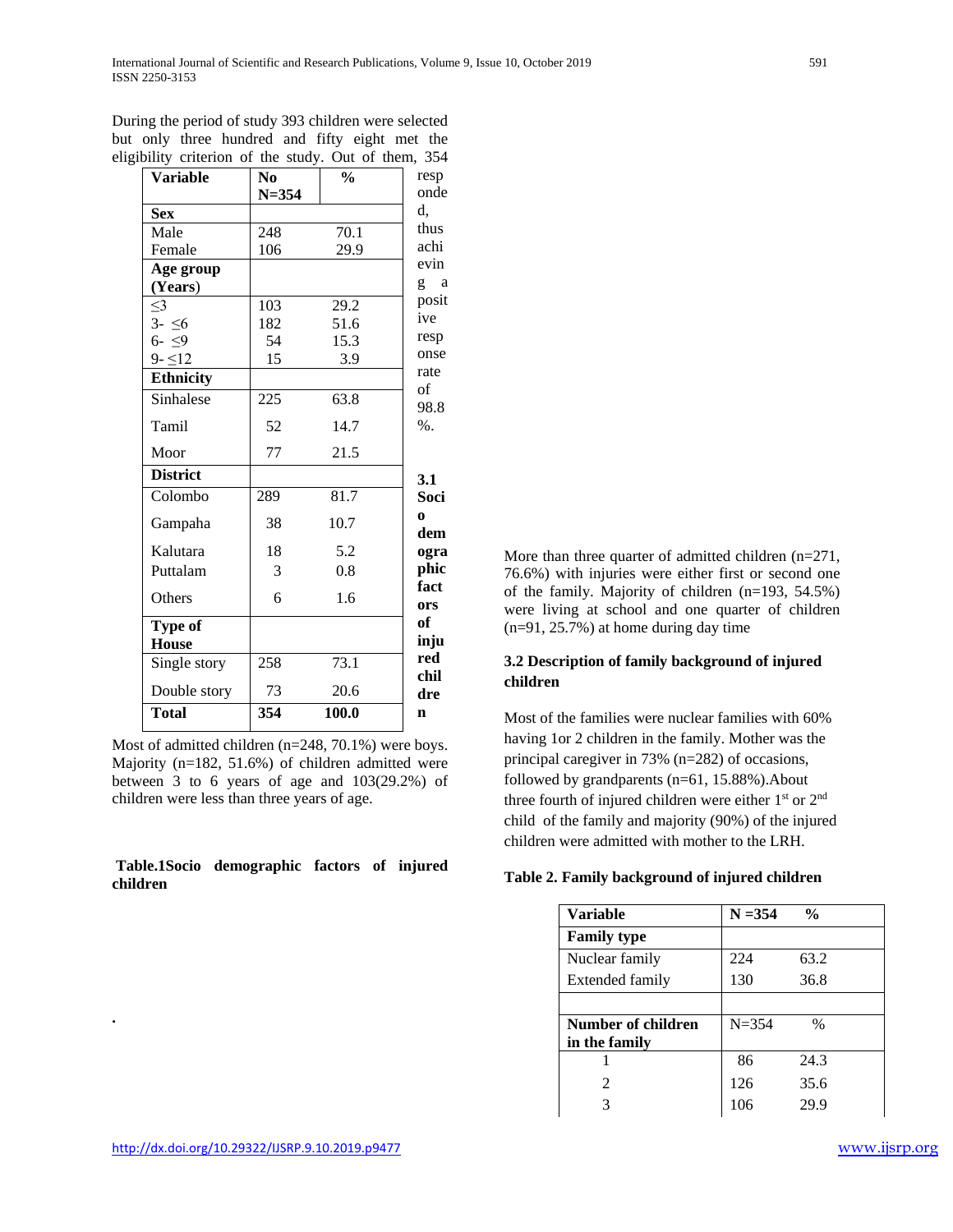During the period of study 393 children were selected but only three hundred and fifty eight met the eligibility criterion of the study. Out of them, 354 responded, thus achieving a positive response rate of 98.8 %.

### 3.1 Socio demographic factors of injured children

**Table.1Socio demographic factors of injured children**

| Variable | No N=354 | % |
|---|---|---|
| **Sex** | | |
| Male | 248 | 70.1 |
| Female | 106 | 29.9 |
| **Age group (Years)** | | |
| ≤3 | 103 | 29.2 |
| 3- ≤6 | 182 | 51.6 |
| 6- ≤9 | 54 | 15.3 |
| 9- ≤12 | 15 | 3.9 |
| **Ethnicity** | | |
| Sinhalese | 225 | 63.8 |
| Tamil | 52 | 14.7 |
| Moor | 77 | 21.5 |
| **District** | | |
| Colombo | 289 | 81.7 |
| Gampaha | 38 | 10.7 |
| Kalutara | 18 | 5.2 |
| Puttalam | 3 | 0.8 |
| Others | 6 | 1.6 |
| **Type of House** | | |
| Single story | 258 | 73.1 |
| Double story | 73 | 20.6 |
| **Total** | **354** | **100.0** |

Most of admitted children (n=248, 70.1%) were boys. Majority (n=182, 51.6%) of children admitted were between 3 to 6 years of age and 103(29.2%) of children were less than three years of age.

More than three quarter of admitted children (n=271, 76.6%) with injuries were either first or second one of the family. Majority of children (n=193, 54.5%) were living at school and one quarter of children (n=91, 25.7%) at home during day time

### 3.2 Description of family background of injured children

Most of the families were nuclear families with 60% having 1or 2 children in the family. Mother was the principal caregiver in 73% (n=282) of occasions, followed by grandparents (n=61, 15.88%).About three fourth of injured children were either 1st or 2nd child of the family and majority (90%) of the injured children were admitted with mother to the LRH.

**Table 2. Family background of injured children**

| Variable | N =354 | % |
|---|---|---|
| **Family type** | | |
| Nuclear family | 224 | 63.2 |
| Extended family | 130 | 36.8 |
| | | |
| **Number of children in the family** | N=354 | % |
| 1 | 86 | 24.3 |
| 2 | 126 | 35.6 |
| 3 | 106 | 29.9 |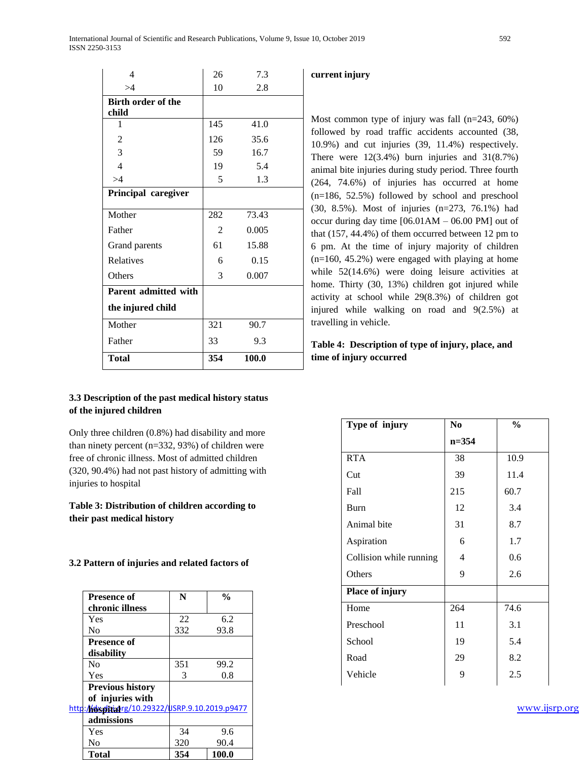| | | |
|---|---|---|
| 4 | 26 | 7.3 |
| >4 | 10 | 2.8 |
| **Birth order of the child** | | |
| 1 | 145 | 41.0 |
| 2 | 126 | 35.6 |
| 3 | 59 | 16.7 |
| 4 | 19 | 5.4 |
| >4 | 5 | 1.3 |
| **Principal caregiver** | | |
| Mother | 282 | 73.43 |
| Father | 2 | 0.005 |
| Grand parents | 61 | 15.88 |
| Relatives | 6 | 0.15 |
| Others | 3 | 0.007 |
| **Parent admitted with the injured child** | | |
| Mother | 321 | 90.7 |
| Father | 33 | 9.3 |
| **Total** | **354** | **100.0** |

### 3.3 Description of the past medical history status of the injured children

Only three children (0.8%) had disability and more than ninety percent (n=332, 93%) of children were free of chronic illness. Most of admitted children (320, 90.4%) had not past history of admitting with injuries to hospital

**Table 3: Distribution of children according to their past medical history**

| Presence of chronic illness | N | % |
|---|---|---|
| Yes | 22 | 6.2 |
| No | 332 | 93.8 |
| **Presence of disability** | | |
| No | 351 | 99.2 |
| Yes | 3 | 0.8 |
| **Previous history of injuries with hospital admissions** | | |
| Yes | 34 | 9.6 |
| No | 320 | 90.4 |
| **Total** | **354** | **100.0** |

### 3.2 Pattern of injuries and related factors of current injury

Most common type of injury was fall (n=243, 60%) followed by road traffic accidents accounted (38, 10.9%) and cut injuries (39, 11.4%) respectively. There were 12(3.4%) burn injuries and 31(8.7%) animal bite injuries during study period. Three fourth (264, 74.6%) of injuries has occurred at home (n=186, 52.5%) followed by school and preschool (30, 8.5%). Most of injuries (n=273, 76.1%) had occur during day time [06.01AM – 06.00 PM] out of that (157, 44.4%) of them occurred between 12 pm to 6 pm. At the time of injury majority of children (n=160, 45.2%) were engaged with playing at home while 52(14.6%) were doing leisure activities at home. Thirty (30, 13%) children got injured while activity at school while 29(8.3%) of children got injured while walking on road and 9(2.5%) at travelling in vehicle.

**Table 4: Description of type of injury, place, and time of injury occurred**

| Type of injury | No n=354 | % |
|---|---|---|
| RTA | 38 | 10.9 |
| Cut | 39 | 11.4 |
| Fall | 215 | 60.7 |
| Burn | 12 | 3.4 |
| Animal bite | 31 | 8.7 |
| Aspiration | 6 | 1.7 |
| Collision while running | 4 | 0.6 |
| Others | 9 | 2.6 |
| **Place of injury** | | |
| Home | 264 | 74.6 |
| Preschool | 11 | 3.1 |
| School | 19 | 5.4 |
| Road | 29 | 8.2 |
| Vehicle | 9 | 2.5 |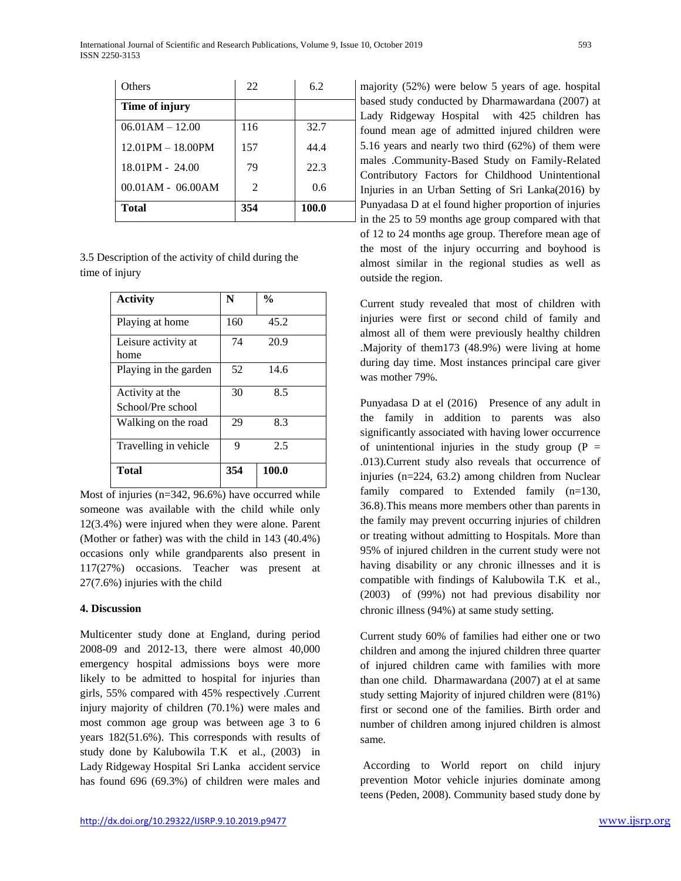| | | |
|---|---|---|
| Others | 22 | 6.2 |
| **Time of injury** | | |
| 06.01AM – 12.00 | 116 | 32.7 |
| 12.01PM – 18.00PM | 157 | 44.4 |
| 18.01PM - 24.00 | 79 | 22.3 |
| 00.01AM - 06.00AM | 2 | 0.6 |
| **Total** | **354** | **100.0** |

3.5 Description of the activity of child during the time of injury

| **Activity** | **N** | **%** |
|---|---|---|
| Playing at home | 160 | 45.2 |
| Leisure activity at home | 74 | 20.9 |
| Playing in the garden | 52 | 14.6 |
| Activity at the School/Pre school | 30 | 8.5 |
| Walking on the road | 29 | 8.3 |
| Travelling in vehicle | 9 | 2.5 |
| **Total** | **354** | **100.0** |

Most of injuries (n=342, 96.6%) have occurred while someone was available with the child while only 12(3.4%) were injured when they were alone. Parent (Mother or father) was with the child in 143 (40.4%) occasions only while grandparents also present in 117(27%) occasions. Teacher was present at 27(7.6%) injuries with the child

**4. Discussion**

Multicenter study done at England, during period 2008-09 and 2012-13, there were almost 40,000 emergency hospital admissions boys were more likely to be admitted to hospital for injuries than girls, 55% compared with 45% respectively .Current injury majority of children (70.1%) were males and most common age group was between age 3 to 6 years 182(51.6%). This corresponds with results of study done by Kalubowila T.K et al., (2003) in Lady Ridgeway Hospital Sri Lanka accident service has found 696 (69.3%) of children were males and majority (52%) were below 5 years of age. hospital based study conducted by Dharmawardana (2007) at Lady Ridgeway Hospital with 425 children has found mean age of admitted injured children were 5.16 years and nearly two third (62%) of them were males .Community-Based Study on Family-Related Contributory Factors for Childhood Unintentional Injuries in an Urban Setting of Sri Lanka(2016) by Punyadasa D at el found higher proportion of injuries in the 25 to 59 months age group compared with that of 12 to 24 months age group. Therefore mean age of the most of the injury occurring and boyhood is almost similar in the regional studies as well as outside the region.

Current study revealed that most of children with injuries were first or second child of family and almost all of them were previously healthy children .Majority of them173 (48.9%) were living at home during day time. Most instances principal care giver was mother 79%.

Punyadasa D at el (2016) Presence of any adult in the family in addition to parents was also significantly associated with having lower occurrence of unintentional injuries in the study group (P = .013).Current study also reveals that occurrence of injuries (n=224, 63.2) among children from Nuclear family compared to Extended family (n=130, 36.8).This means more members other than parents in the family may prevent occurring injuries of children or treating without admitting to Hospitals. More than 95% of injured children in the current study were not having disability or any chronic illnesses and it is compatible with findings of Kalubowila T.K et al., (2003) of (99%) not had previous disability nor chronic illness (94%) at same study setting.

Current study 60% of families had either one or two children and among the injured children three quarter of injured children came with families with more than one child. Dharmawardana (2007) at el at same study setting Majority of injured children were (81%) first or second one of the families. Birth order and number of children among injured children is almost same.

According to World report on child injury prevention Motor vehicle injuries dominate among teens (Peden, 2008). Community based study done by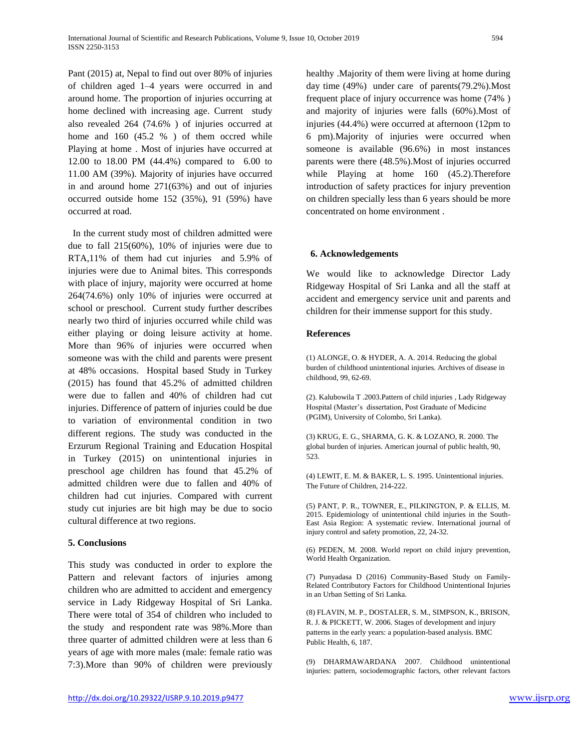Pant (2015) at, Nepal to find out over 80% of injuries of children aged 1–4 years were occurred in and around home. The proportion of injuries occurring at home declined with increasing age. Current study also revealed 264 (74.6% ) of injuries occurred at home and 160 (45.2 % ) of them occred while Playing at home . Most of injuries have occurred at 12.00 to 18.00 PM (44.4%) compared to 6.00 to 11.00 AM (39%). Majority of injuries have occurred in and around home 271(63%) and out of injuries occurred outside home 152 (35%), 91 (59%) have occurred at road.

In the current study most of children admitted were due to fall 215(60%), 10% of injuries were due to RTA,11% of them had cut injuries and 5.9% of injuries were due to Animal bites. This corresponds with place of injury, majority were occurred at home 264(74.6%) only 10% of injuries were occurred at school or preschool. Current study further describes nearly two third of injuries occurred while child was either playing or doing leisure activity at home. More than 96% of injuries were occurred when someone was with the child and parents were present at 48% occasions. Hospital based Study in Turkey (2015) has found that 45.2% of admitted children were due to fallen and 40% of children had cut injuries. Difference of pattern of injuries could be due to variation of environmental condition in two different regions. The study was conducted in the Erzurum Regional Training and Education Hospital in Turkey (2015) on unintentional injuries in preschool age children has found that 45.2% of admitted children were due to fallen and 40% of children had cut injuries. Compared with current study cut injuries are bit high may be due to socio cultural difference at two regions.

## 5. Conclusions

This study was conducted in order to explore the Pattern and relevant factors of injuries among children who are admitted to accident and emergency service in Lady Ridgeway Hospital of Sri Lanka. There were total of 354 of children who included to the study and respondent rate was 98%.More than three quarter of admitted children were at less than 6 years of age with more males (male: female ratio was 7:3).More than 90% of children were previously healthy .Majority of them were living at home during day time (49%) under care of parents(79.2%).Most frequent place of injury occurrence was home (74% ) and majority of injuries were falls (60%).Most of injuries (44.4%) were occurred at afternoon (12pm to 6 pm).Majority of injuries were occurred when someone is available (96.6%) in most instances parents were there (48.5%).Most of injuries occurred while Playing at home 160 (45.2).Therefore introduction of safety practices for injury prevention on children specially less than 6 years should be more concentrated on home environment .

## 6. Acknowledgements

We would like to acknowledge Director Lady Ridgeway Hospital of Sri Lanka and all the staff at accident and emergency service unit and parents and children for their immense support for this study.

## References

(1) ALONGE, O. & HYDER, A. A. 2014. Reducing the global burden of childhood unintentional injuries. Archives of disease in childhood, 99, 62-69.

(2). Kalubowila T .2003.Pattern of child injuries , Lady Ridgeway Hospital (Master's dissertation, Post Graduate of Medicine (PGIM), University of Colombo, Sri Lanka).

(3) KRUG, E. G., SHARMA, G. K. & LOZANO, R. 2000. The global burden of injuries. American journal of public health, 90, 523.

(4) LEWIT, E. M. & BAKER, L. S. 1995. Unintentional injuries. The Future of Children, 214-222.

(5) PANT, P. R., TOWNER, E., PILKINGTON, P. & ELLIS, M. 2015. Epidemiology of unintentional child injuries in the South-East Asia Region: A systematic review. International journal of injury control and safety promotion, 22, 24-32.

(6) PEDEN, M. 2008. World report on child injury prevention, World Health Organization.

(7) Punyadasa D (2016) Community-Based Study on Family-Related Contributory Factors for Childhood Unintentional Injuries in an Urban Setting of Sri Lanka.

(8) FLAVIN, M. P., DOSTALER, S. M., SIMPSON, K., BRISON, R. J. & PICKETT, W. 2006. Stages of development and injury patterns in the early years: a population-based analysis. BMC Public Health, 6, 187.

(9) DHARMAWARDANA 2007. Childhood unintentional injuries: pattern, sociodemographic factors, other relevant factors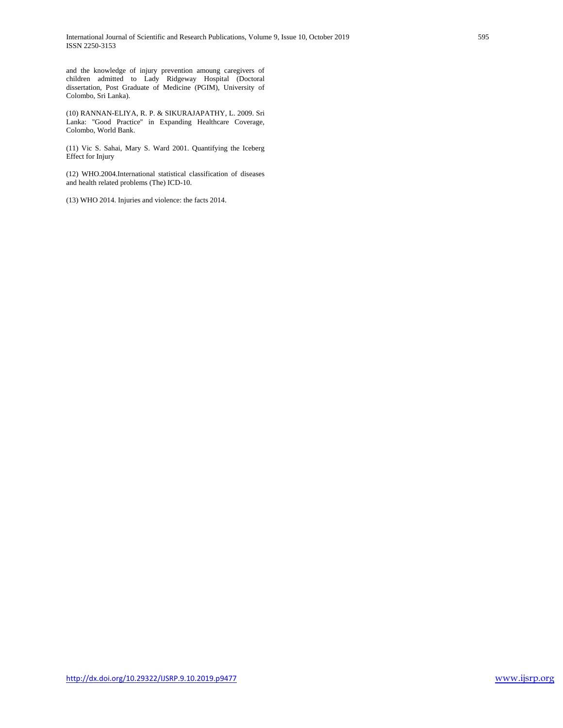and the knowledge of injury prevention amoung caregivers of children admitted to Lady Ridgeway Hospital (Doctoral dissertation, Post Graduate of Medicine (PGIM), University of Colombo, Sri Lanka).

(10) RANNAN-ELIYA, R. P. & SIKURAJAPATHY, L. 2009. Sri Lanka: "Good Practice" in Expanding Healthcare Coverage, Colombo, World Bank.

(11) Vic S. Sahai, Mary S. Ward 2001. Quantifying the Iceberg Effect for Injury

(12) WHO.2004.International statistical classification of diseases and health related problems (The) ICD-10.

(13) WHO 2014. Injuries and violence: the facts 2014.